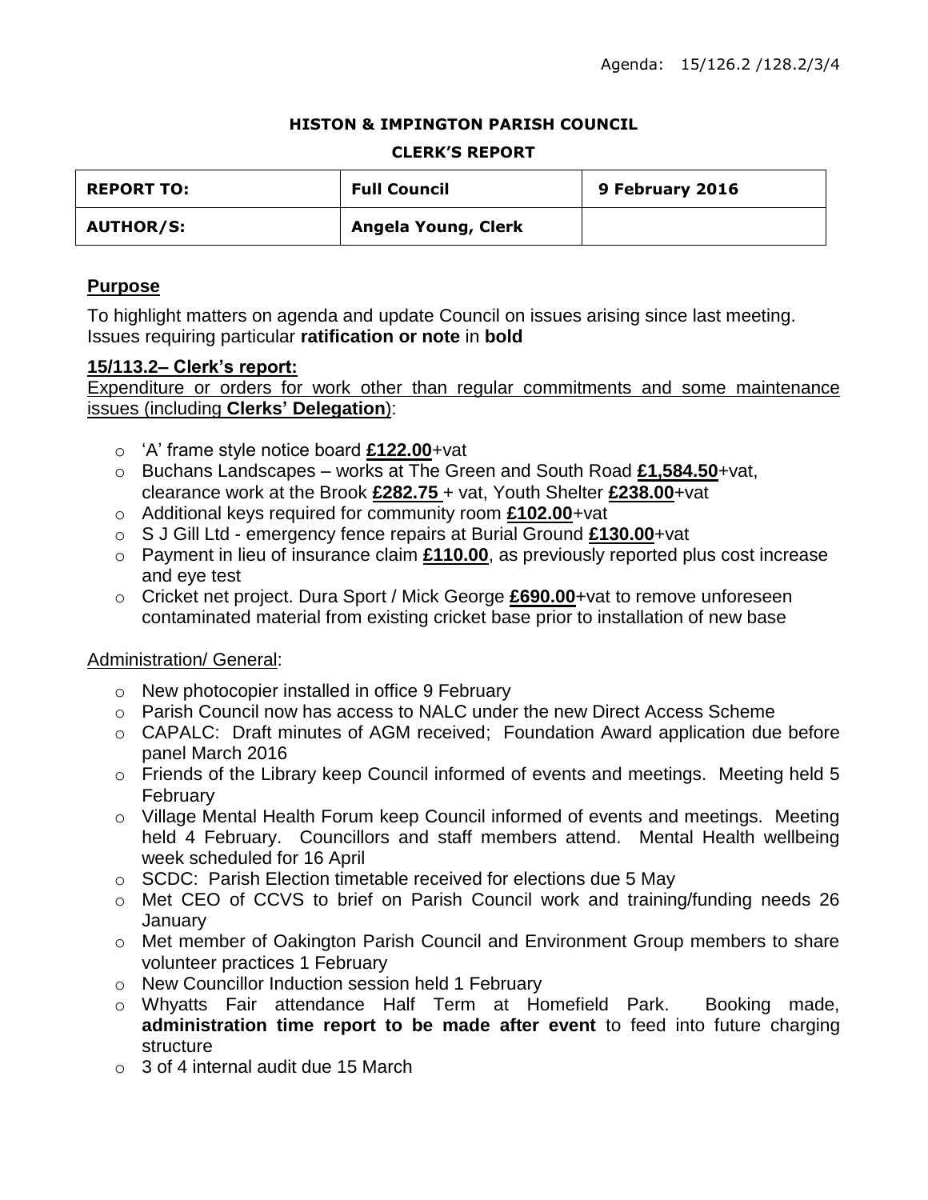Agenda: 15/126.2 /128.2/3/4

**HISTON & IMPINGTON PARISH COUNCIL**

**CLERK'S REPORT**

| **REPORT TO:** | **Full Council** | **9 February 2016** |
|---|---|---|
| **AUTHOR/S:** | **Angela Young, Clerk** | |

## Purpose

To highlight matters on agenda and update Council on issues arising since last meeting. Issues requiring particular **ratification or note** in **bold**

### 15/113.2– Clerk's report:

Expenditure or orders for work other than regular commitments and some maintenance issues (including **Clerks' Delegation**):

- 'A' frame style notice board **£122.00**+vat
- Buchans Landscapes – works at The Green and South Road **£1,584.50**+vat, clearance work at the Brook **£282.75** + vat, Youth Shelter **£238.00**+vat
- Additional keys required for community room **£102.00**+vat
- S J Gill Ltd - emergency fence repairs at Burial Ground **£130.00**+vat
- Payment in lieu of insurance claim **£110.00**, as previously reported plus cost increase and eye test
- Cricket net project. Dura Sport / Mick George **£690.00**+vat to remove unforeseen contaminated material from existing cricket base prior to installation of new base

Administration/ General:

- New photocopier installed in office 9 February
- Parish Council now has access to NALC under the new Direct Access Scheme
- CAPALC: Draft minutes of AGM received; Foundation Award application due before panel March 2016
- Friends of the Library keep Council informed of events and meetings. Meeting held 5 February
- Village Mental Health Forum keep Council informed of events and meetings. Meeting held 4 February. Councillors and staff members attend. Mental Health wellbeing week scheduled for 16 April
- SCDC: Parish Election timetable received for elections due 5 May
- Met CEO of CCVS to brief on Parish Council work and training/funding needs 26 January
- Met member of Oakington Parish Council and Environment Group members to share volunteer practices 1 February
- New Councillor Induction session held 1 February
- Whyatts Fair attendance Half Term at Homefield Park. Booking made, **administration time report to be made after event** to feed into future charging structure
- 3 of 4 internal audit due 15 March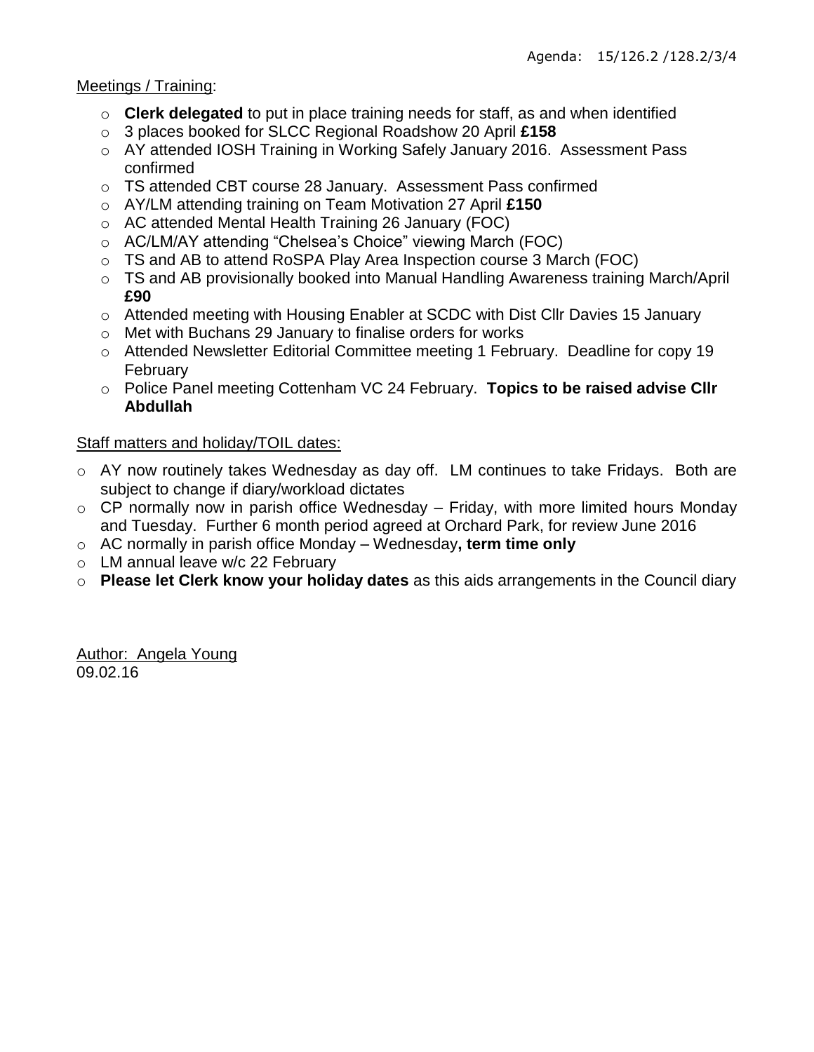Agenda: 15/126.2 /128.2/3/4

Meetings / Training:

- **Clerk delegated** to put in place training needs for staff, as and when identified
- 3 places booked for SLCC Regional Roadshow 20 April **£158**
- AY attended IOSH Training in Working Safely January 2016. Assessment Pass confirmed
- TS attended CBT course 28 January. Assessment Pass confirmed
- AY/LM attending training on Team Motivation 27 April **£150**
- AC attended Mental Health Training 26 January (FOC)
- AC/LM/AY attending "Chelsea's Choice" viewing March (FOC)
- TS and AB to attend RoSPA Play Area Inspection course 3 March (FOC)
- TS and AB provisionally booked into Manual Handling Awareness training March/April **£90**
- Attended meeting with Housing Enabler at SCDC with Dist Cllr Davies 15 January
- Met with Buchans 29 January to finalise orders for works
- Attended Newsletter Editorial Committee meeting 1 February. Deadline for copy 19 February
- Police Panel meeting Cottenham VC 24 February. **Topics to be raised advise Cllr Abdullah**

Staff matters and holiday/TOIL dates:

- AY now routinely takes Wednesday as day off. LM continues to take Fridays. Both are subject to change if diary/workload dictates
- CP normally now in parish office Wednesday – Friday, with more limited hours Monday and Tuesday. Further 6 month period agreed at Orchard Park, for review June 2016
- AC normally in parish office Monday – Wednesday**, term time only**
- LM annual leave w/c 22 February
- **Please let Clerk know your holiday dates** as this aids arrangements in the Council diary

Author: Angela Young
09.02.16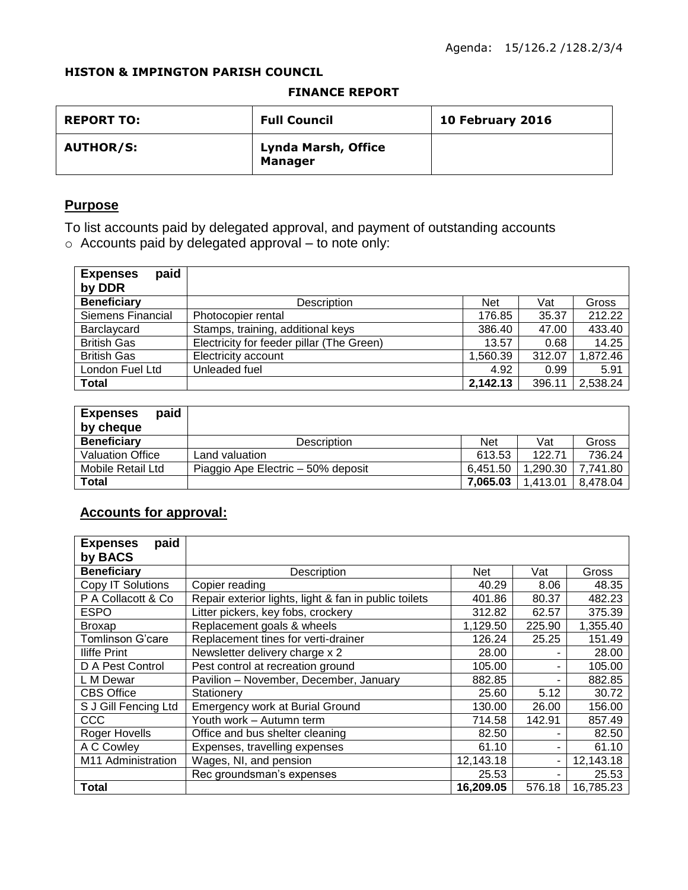Agenda: 15/126.2 /128.2/3/4

**HISTON & IMPINGTON PARISH COUNCIL**

**FINANCE REPORT**

| **REPORT TO:** | **Full Council** | **10 February 2016** |
|---|---|---|
| **AUTHOR/S:** | **Lynda Marsh, Office Manager** | |

## Purpose

To list accounts paid by delegated approval, and payment of outstanding accounts

- Accounts paid by delegated approval – to note only:

| **Expenses paid by DDR** | | | | |
|---|---|---|---|---|
| **Beneficiary** | Description | Net | Vat | Gross |
| Siemens Financial | Photocopier rental | 176.85 | 35.37 | 212.22 |
| Barclaycard | Stamps, training, additional keys | 386.40 | 47.00 | 433.40 |
| British Gas | Electricity for feeder pillar (The Green) | 13.57 | 0.68 | 14.25 |
| British Gas | Electricity account | 1,560.39 | 312.07 | 1,872.46 |
| London Fuel Ltd | Unleaded fuel | 4.92 | 0.99 | 5.91 |
| **Total** | | **2,142.13** | 396.11 | 2,538.24 |

| **Expenses paid by cheque** | | | | |
|---|---|---|---|---|
| **Beneficiary** | Description | Net | Vat | Gross |
| Valuation Office | Land valuation | 613.53 | 122.71 | 736.24 |
| Mobile Retail Ltd | Piaggio Ape Electric – 50% deposit | 6,451.50 | 1,290.30 | 7,741.80 |
| **Total** | | **7,065.03** | 1,413.01 | 8,478.04 |

## Accounts for approval:

| **Expenses paid by BACS** | | | | |
|---|---|---|---|---|
| **Beneficiary** | Description | Net | Vat | Gross |
| Copy IT Solutions | Copier reading | 40.29 | 8.06 | 48.35 |
| P A Collacott & Co | Repair exterior lights, light & fan in public toilets | 401.86 | 80.37 | 482.23 |
| ESPO | Litter pickers, key fobs, crockery | 312.82 | 62.57 | 375.39 |
| Broxap | Replacement goals & wheels | 1,129.50 | 225.90 | 1,355.40 |
| Tomlinson G'care | Replacement tines for verti-drainer | 126.24 | 25.25 | 151.49 |
| Iliffe Print | Newsletter delivery charge x 2 | 28.00 | - | 28.00 |
| D A Pest Control | Pest control at recreation ground | 105.00 | - | 105.00 |
| L M Dewar | Pavilion – November, December, January | 882.85 | - | 882.85 |
| CBS Office | Stationery | 25.60 | 5.12 | 30.72 |
| S J Gill Fencing Ltd | Emergency work at Burial Ground | 130.00 | 26.00 | 156.00 |
| CCC | Youth work – Autumn term | 714.58 | 142.91 | 857.49 |
| Roger Hovells | Office and bus shelter cleaning | 82.50 | - | 82.50 |
| A C Cowley | Expenses, travelling expenses | 61.10 | - | 61.10 |
| M11 Administration | Wages, NI, and pension | 12,143.18 | - | 12,143.18 |
| | Rec groundsman's expenses | 25.53 | - | 25.53 |
| **Total** | | **16,209.05** | 576.18 | 16,785.23 |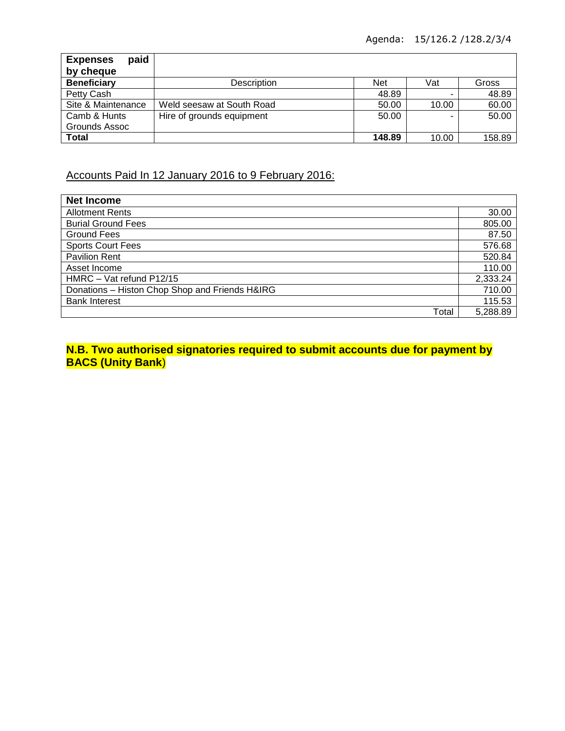Agenda: 15/126.2 /128.2/3/4

| **Expenses paid by cheque** | | | | |
|---|---|---|---|---|
| **Beneficiary** | Description | Net | Vat | Gross |
| Petty Cash | | 48.89 | - | 48.89 |
| Site & Maintenance | Weld seesaw at South Road | 50.00 | 10.00 | 60.00 |
| Camb & Hunts Grounds Assoc | Hire of grounds equipment | 50.00 | - | 50.00 |
| **Total** | | **148.89** | 10.00 | 158.89 |

## Accounts Paid In 12 January 2016 to 9 February 2016:

| **Net Income** | |
|---|---|
| Allotment Rents | 30.00 |
| Burial Ground Fees | 805.00 |
| Ground Fees | 87.50 |
| Sports Court Fees | 576.68 |
| Pavilion Rent | 520.84 |
| Asset Income | 110.00 |
| HMRC – Vat refund P12/15 | 2,333.24 |
| Donations – Histon Chop Shop and Friends H&IRG | 710.00 |
| Bank Interest | 115.53 |
| Total | 5,288.89 |

**N.B. Two authorised signatories required to submit accounts due for payment by BACS (Unity Bank**)